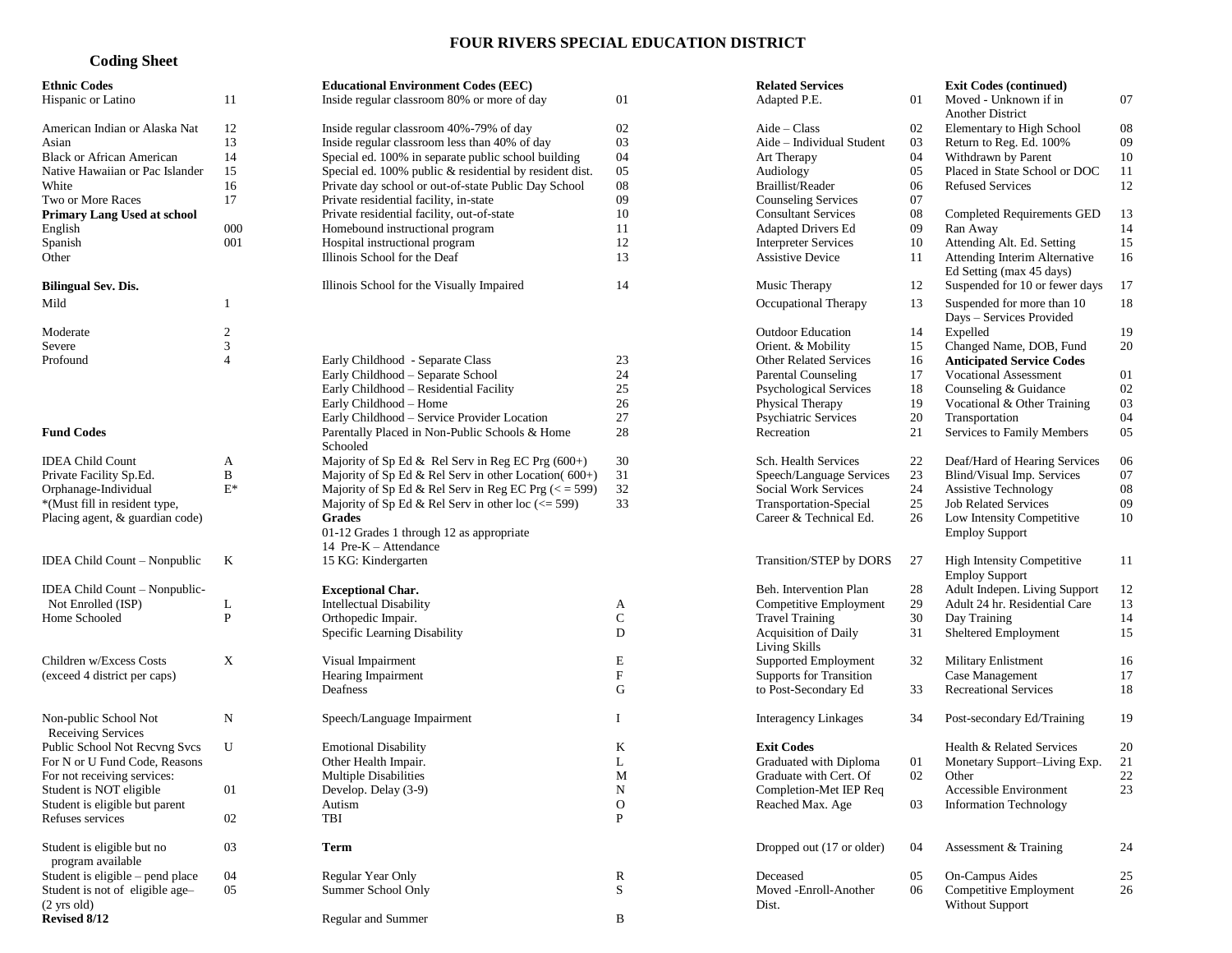# FOUR RIVERS SPECIAL EDUCATION DISTRICT

## Coding Sheet

**Ethnic Codes**

| | |
|---|---|
| Hispanic or Latino | 11 |
| American Indian or Alaska Nat | 12 |
| Asian | 13 |
| Black or African American | 14 |
| Native Hawaiian or Pac Islander | 15 |
| White | 16 |
| Two or More Races | 17 |

**Primary Lang Used at school**

| | |
|---|---|
| English | 000 |
| Spanish | 001 |
| Other | |

**Bilingual Sev. Dis.**

| | |
|---|---|
| Mild | 1 |
| Moderate | 2 |
| Severe | 3 |
| Profound | 4 |

**Fund Codes**

| | |
|---|---|
| IDEA Child Count | A |
| Private Facility Sp.Ed. | B |
| Orphanage-Individual *(Must fill in resident type, Placing agent, & guardian code) | E* |
| IDEA Child Count – Nonpublic | K |
| IDEA Child Count – Nonpublic-Not Enrolled (ISP) | L |
| Home Schooled | P |
| Children w/Excess Costs (exceed 4 district per caps) | X |
| Non-public School Not Receiving Services | N |
| Public School Not Recvng Svcs | U |

For N or U Fund Code, Reasons For not receiving services:

| | |
|---|---|
| Student is NOT eligible | 01 |
| Student is eligible but parent Refuses services | 02 |
| Student is eligible but no program available | 03 |
| Student is eligible – pend place | 04 |
| Student is not of eligible age– (2 yrs old) | 05 |

**Revised 8/12**

**Educational Environment Codes (EEC)**

| | |
|---|---|
| Inside regular classroom 80% or more of day | 01 |
| Inside regular classroom 40%-79% of day | 02 |
| Inside regular classroom less than 40% of day | 03 |
| Special ed. 100% in separate public school building | 04 |
| Special ed. 100% public & residential by resident dist. | 05 |
| Private day school or out-of-state Public Day School | 08 |
| Private residential facility, in-state | 09 |
| Private residential facility, out-of-state | 10 |
| Homebound instructional program | 11 |
| Hospital instructional program | 12 |
| Illinois School for the Deaf | 13 |
| Illinois School for the Visually Impaired | 14 |
| Early Childhood - Separate Class | 23 |
| Early Childhood – Separate School | 24 |
| Early Childhood – Residential Facility | 25 |
| Early Childhood – Home | 26 |
| Early Childhood – Service Provider Location | 27 |
| Parentally Placed in Non-Public Schools & Home Schooled | 28 |
| Majority of Sp Ed & Rel Serv in Reg EC Prg (600+) | 30 |
| Majority of Sp Ed & Rel Serv in other Location( 600+) | 31 |
| Majority of Sp Ed & Rel Serv in Reg EC Prg (< = 599) | 32 |
| Majority of Sp Ed & Rel Serv in other loc (<= 599) | 33 |

**Grades**

01-12 Grades 1 through 12 as appropriate
14 Pre-K – Attendance
15 KG: Kindergarten

**Exceptional Char.**

| | |
|---|---|
| Intellectual Disability | A |
| Orthopedic Impair. | C |
| Specific Learning Disability | D |
| Visual Impairment | E |
| Hearing Impairment | F |
| Deafness | G |
| Speech/Language Impairment | I |
| Emotional Disability | K |
| Other Health Impair. | L |
| Multiple Disabilities | M |
| Develop. Delay (3-9) | N |
| Autism | O |
| TBI | P |

**Term**

| | |
|---|---|
| Regular Year Only | R |
| Summer School Only | S |
| Regular and Summer | B |

**Related Services**

| | |
|---|---|
| Adapted P.E. | 01 |
| Aide – Class | 02 |
| Aide – Individual Student | 03 |
| Art Therapy | 04 |
| Audiology | 05 |
| Braillist/Reader | 06 |
| Counseling Services | 07 |
| Consultant Services | 08 |
| Adapted Drivers Ed | 09 |
| Interpreter Services | 10 |
| Assistive Device | 11 |
| Music Therapy | 12 |
| Occupational Therapy | 13 |
| Outdoor Education | 14 |
| Orient. & Mobility | 15 |
| Other Related Services | 16 |
| Parental Counseling | 17 |
| Psychological Services | 18 |
| Physical Therapy | 19 |
| Psychiatric Services | 20 |
| Recreation | 21 |
| Sch. Health Services | 22 |
| Speech/Language Services | 23 |
| Social Work Services | 24 |
| Transportation-Special | 25 |
| Career & Technical Ed. | 26 |
| Transition/STEP by DORS | 27 |
| Beh. Intervention Plan | 28 |
| Competitive Employment | 29 |
| Travel Training | 30 |
| Acquisition of Daily Living Skills | 31 |
| Supported Employment | 32 |
| Supports for Transition to Post-Secondary Ed | 33 |
| Interagency Linkages | 34 |

**Exit Codes**

| | |
|---|---|
| Graduated with Diploma | 01 |
| Graduate with Cert. Of Completion-Met IEP Req | 02 |
| Reached Max. Age | 03 |
| Dropped out (17 or older) | 04 |
| Deceased | 05 |
| Moved -Enroll-Another Dist. | 06 |

**Exit Codes (continued)**

| | |
|---|---|
| Moved - Unknown if in Another District | 07 |
| Elementary to High School | 08 |
| Return to Reg. Ed. 100% | 09 |
| Withdrawn by Parent | 10 |
| Placed in State School or DOC | 11 |
| Refused Services | 12 |
| Completed Requirements GED | 13 |
| Ran Away | 14 |
| Attending Alt. Ed. Setting | 15 |
| Attending Interim Alternative Ed Setting (max 45 days) | 16 |
| Suspended for 10 or fewer days | 17 |
| Suspended for more than 10 Days – Services Provided | 18 |
| Expelled | 19 |
| Changed Name, DOB, Fund | 20 |

**Anticipated Service Codes**

| | |
|---|---|
| Vocational Assessment | 01 |
| Counseling & Guidance | 02 |
| Vocational & Other Training | 03 |
| Transportation | 04 |
| Services to Family Members | 05 |
| Deaf/Hard of Hearing Services | 06 |
| Blind/Visual Imp. Services | 07 |
| Assistive Technology | 08 |
| Job Related Services | 09 |
| Low Intensity Competitive Employ Support | 10 |
| High Intensity Competitive Employ Support | 11 |
| Adult Indepen. Living Support | 12 |
| Adult 24 hr. Residential Care | 13 |
| Day Training | 14 |
| Sheltered Employment | 15 |
| Military Enlistment | 16 |
| Case Management | 17 |
| Recreational Services | 18 |
| Post-secondary Ed/Training | 19 |
| Health & Related Services | 20 |
| Monetary Support–Living Exp. | 21 |
| Other | 22 |
| Accessible Environment Information Technology | 23 |
| Assessment & Training | 24 |
| On-Campus Aides | 25 |
| Competitive Employment Without Support | 26 |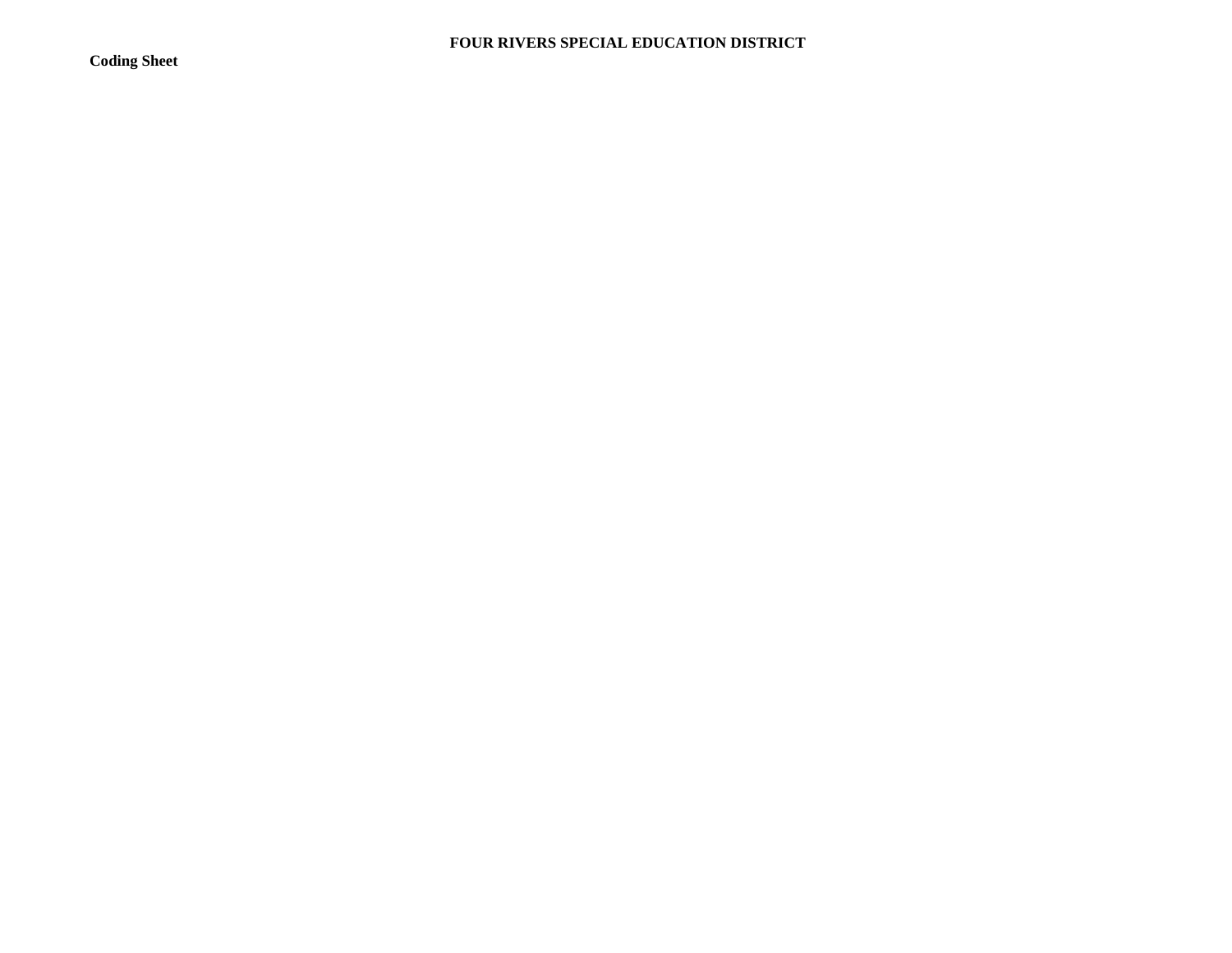**FOUR RIVERS SPECIAL EDUCATION DISTRICT**

**Coding Sheet**